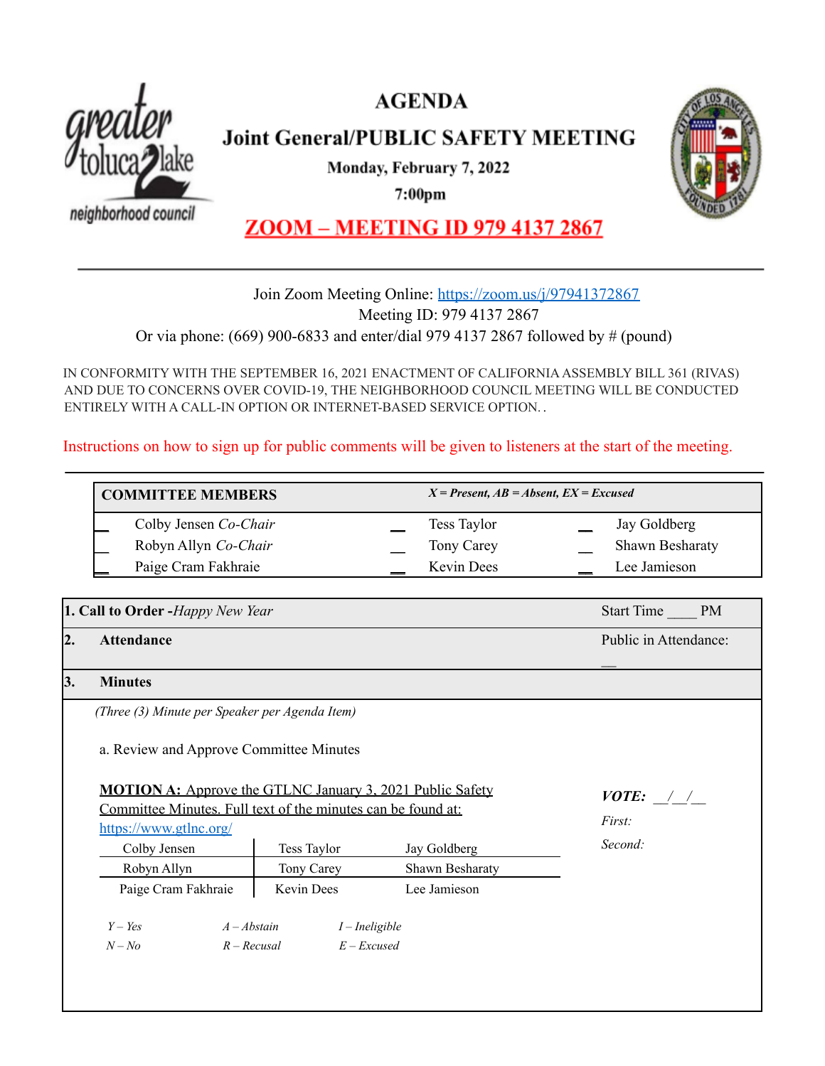# AGENDA

## Joint General/PUBLIC SAFETY MEETING

**Monday, February 7, 2022**

**7:00pm**

**ZOOM – MEETING ID 979 4137 2867**

---

Join Zoom Meeting Online: https://zoom.us/j/97941372867

Meeting ID: 979 4137 2867

Or via phone: (669) 900-6833 and enter/dial 979 4137 2867 followed by # (pound)

IN CONFORMITY WITH THE SEPTEMBER 16, 2021 ENACTMENT OF CALIFORNIA ASSEMBLY BILL 361 (RIVAS) AND DUE TO CONCERNS OVER COVID-19, THE NEIGHBORHOOD COUNCIL MEETING WILL BE CONDUCTED ENTIRELY WITH A CALL-IN OPTION OR INTERNET-BASED SERVICE OPTION. .

Instructions on how to sign up for public comments will be given to listeners at the start of the meeting.

---

| **COMMITTEE MEMBERS** | | | | | *X = Present, AB = Absent, EX = Excused* |
|---|---|---|---|---|---|
| __ | Colby Jensen *Co-Chair* | __ | Tess Taylor | __ | Jay Goldberg |
| __ | Robyn Allyn *Co-Chair* | __ | Tony Carey | __ | Shawn Besharaty |
| __ | Paige Cram Fakhraie | __ | Kevin Dees | __ | Lee Jamieson |

**1. Call to Order** -*Happy New Year* — Start Time ____ PM

**2. Attendance** — Public in Attendance: __

**3. Minutes**

*(Three (3) Minute per Speaker per Agenda Item)*

a. Review and Approve Committee Minutes

**MOTION A:** Approve the GTLNC January 3, 2021 Public Safety Committee Minutes. Full text of the minutes can be found at: https://www.gtlnc.org/

***VOTE:*** __/__/__

*First:*

*Second:*

| Colby Jensen | Tess Taylor | Jay Goldberg |
|---|---|---|
| Robyn Allyn | Tony Carey | Shawn Besharaty |
| Paige Cram Fakhraie | Kevin Dees | Lee Jamieson |

*Y – Yes* | *A – Abstain* | *I – Ineligible*

*N – No* | *R – Recusal* | *E – Excused*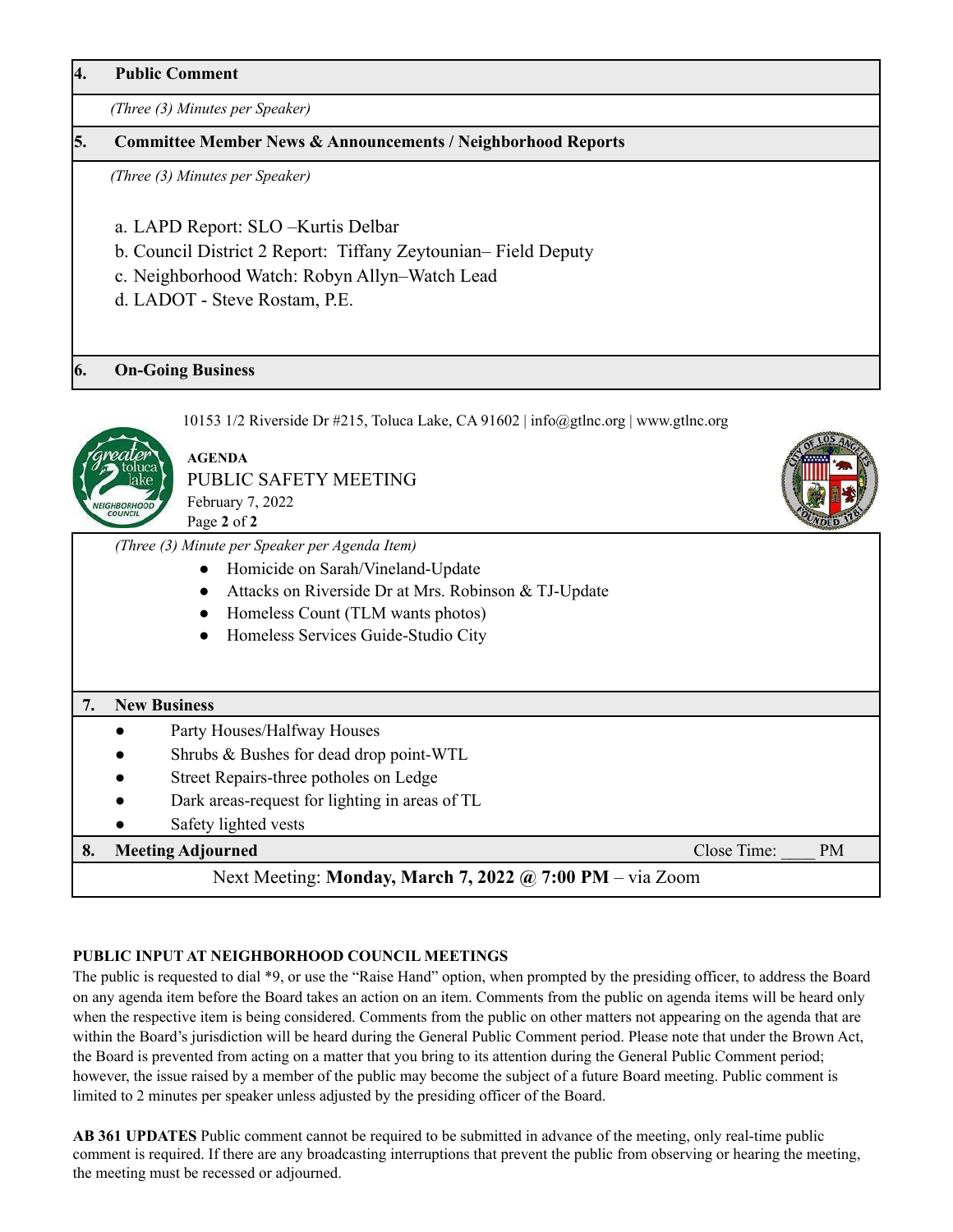## 4. Public Comment

*(Three (3) Minutes per Speaker)*

## 5. Committee Member News & Announcements / Neighborhood Reports

*(Three (3) Minutes per Speaker)*

a. LAPD Report: SLO –Kurtis Delbar
b. Council District 2 Report: Tiffany Zeytounian– Field Deputy
c. Neighborhood Watch: Robyn Allyn–Watch Lead
d. LADOT - Steve Rostam, P.E.

## 6. On-Going Business

*(Three (3) Minute per Speaker per Agenda Item)*

- Homicide on Sarah/Vineland-Update
- Attacks on Riverside Dr at Mrs. Robinson & TJ-Update
- Homeless Count (TLM wants photos)
- Homeless Services Guide-Studio City

## 7. New Business

- Party Houses/Halfway Houses
- Shrubs & Bushes for dead drop point-WTL
- Street Repairs-three potholes on Ledge
- Dark areas-request for lighting in areas of TL
- Safety lighted vests

## 8. Meeting Adjourned

Close Time: ____ PM

Next Meeting: **Monday, March 7, 2022 @ 7:00 PM** – via Zoom

**PUBLIC INPUT AT NEIGHBORHOOD COUNCIL MEETINGS**
The public is requested to dial *9, or use the "Raise Hand" option, when prompted by the presiding officer, to address the Board on any agenda item before the Board takes an action on an item. Comments from the public on agenda items will be heard only when the respective item is being considered. Comments from the public on other matters not appearing on the agenda that are within the Board's jurisdiction will be heard during the General Public Comment period. Please note that under the Brown Act, the Board is prevented from acting on a matter that you bring to its attention during the General Public Comment period; however, the issue raised by a member of the public may become the subject of a future Board meeting. Public comment is limited to 2 minutes per speaker unless adjusted by the presiding officer of the Board.

**AB 361 UPDATES** Public comment cannot be required to be submitted in advance of the meeting, only real-time public comment is required. If there are any broadcasting interruptions that prevent the public from observing or hearing the meeting, the meeting must be recessed or adjourned.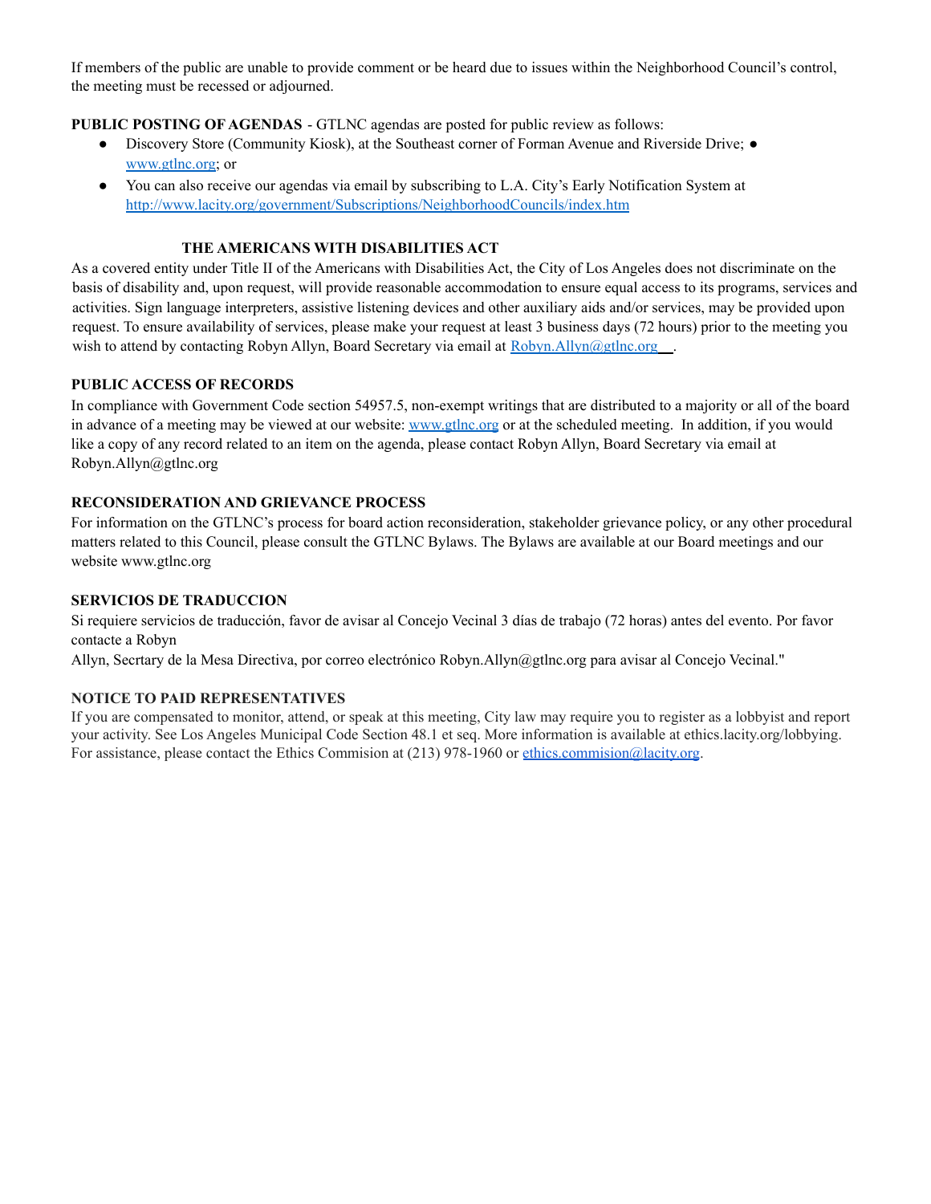If members of the public are unable to provide comment or be heard due to issues within the Neighborhood Council's control, the meeting must be recessed or adjourned.

**PUBLIC POSTING OF AGENDAS** - GTLNC agendas are posted for public review as follows:

- Discovery Store (Community Kiosk), at the Southeast corner of Forman Avenue and Riverside Drive; ● www.gtlnc.org; or
- You can also receive our agendas via email by subscribing to L.A. City's Early Notification System at http://www.lacity.org/government/Subscriptions/NeighborhoodCouncils/index.htm

**THE AMERICANS WITH DISABILITIES ACT**

As a covered entity under Title II of the Americans with Disabilities Act, the City of Los Angeles does not discriminate on the basis of disability and, upon request, will provide reasonable accommodation to ensure equal access to its programs, services and activities. Sign language interpreters, assistive listening devices and other auxiliary aids and/or services, may be provided upon request. To ensure availability of services, please make your request at least 3 business days (72 hours) prior to the meeting you wish to attend by contacting Robyn Allyn, Board Secretary via email at Robyn.Allyn@gtlnc.org .

**PUBLIC ACCESS OF RECORDS**

In compliance with Government Code section 54957.5, non-exempt writings that are distributed to a majority or all of the board in advance of a meeting may be viewed at our website: www.gtlnc.org or at the scheduled meeting. In addition, if you would like a copy of any record related to an item on the agenda, please contact Robyn Allyn, Board Secretary via email at Robyn.Allyn@gtlnc.org

**RECONSIDERATION AND GRIEVANCE PROCESS**

For information on the GTLNC's process for board action reconsideration, stakeholder grievance policy, or any other procedural matters related to this Council, please consult the GTLNC Bylaws. The Bylaws are available at our Board meetings and our website www.gtlnc.org

**SERVICIOS DE TRADUCCION**

Si requiere servicios de traducción, favor de avisar al Concejo Vecinal 3 días de trabajo (72 horas) antes del evento. Por favor contacte a Robyn
Allyn, Secrtary de la Mesa Directiva, por correo electrónico Robyn.Allyn@gtlnc.org para avisar al Concejo Vecinal."

**NOTICE TO PAID REPRESENTATIVES**

If you are compensated to monitor, attend, or speak at this meeting, City law may require you to register as a lobbyist and report your activity. See Los Angeles Municipal Code Section 48.1 et seq. More information is available at ethics.lacity.org/lobbying. For assistance, please contact the Ethics Commision at (213) 978-1960 or ethics.commision@lacity.org.